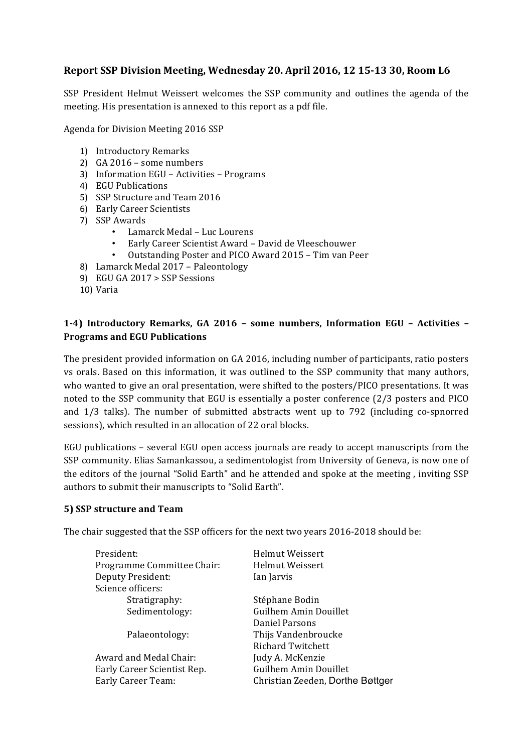## Report SSP Division Meeting, Wednesday 20. April 2016, 12 15-13 30, Room L6

SSP President Helmut Weissert welcomes the SSP community and outlines the agenda of the meeting. His presentation is annexed to this report as a pdf file.

Agenda for Division Meeting 2016 SSP

1) Introductory Remarks
2) GA 2016 – some numbers
3) Information EGU – Activities – Programs
4) EGU Publications
5) SSP Structure and Team 2016
6) Early Career Scientists
7) SSP Awards
   - Lamarck Medal – Luc Lourens
   - Early Career Scientist Award – David de Vleeschouwer
   - Outstanding Poster and PICO Award 2015 – Tim van Peer
8) Lamarck Medal 2017 – Paleontology
9) EGU GA 2017 > SSP Sessions
10) Varia

### 1-4) Introductory Remarks, GA 2016 – some numbers, Information EGU – Activities – Programs and EGU Publications

The president provided information on GA 2016, including number of participants, ratio posters vs orals. Based on this information, it was outlined to the SSP community that many authors, who wanted to give an oral presentation, were shifted to the posters/PICO presentations. It was noted to the SSP community that EGU is essentially a poster conference (2/3 posters and PICO and 1/3 talks). The number of submitted abstracts went up to 792 (including co-spnorred sessions), which resulted in an allocation of 22 oral blocks.

EGU publications – several EGU open access journals are ready to accept manuscripts from the SSP community. Elias Samankassou, a sedimentologist from University of Geneva, is now one of the editors of the journal "Solid Earth" and he attended and spoke at the meeting , inviting SSP authors to submit their manuscripts to "Solid Earth".

### 5) SSP structure and Team

The chair suggested that the SSP officers for the next two years 2016-2018 should be:

| | |
|---|---|
| President: | Helmut Weissert |
| Programme Committee Chair: | Helmut Weissert |
| Deputy President: | Ian Jarvis |
| Science officers: | |
| Stratigraphy: | Stéphane Bodin |
| Sedimentology: | Guilhem Amin Douillet |
| | Daniel Parsons |
| Palaeontology: | Thijs Vandenbroucke |
| | Richard Twitchett |
| Award and Medal Chair: | Judy A. McKenzie |
| Early Career Scientist Rep. | Guilhem Amin Douillet |
| Early Career Team: | Christian Zeeden, Dorthe Bøttger |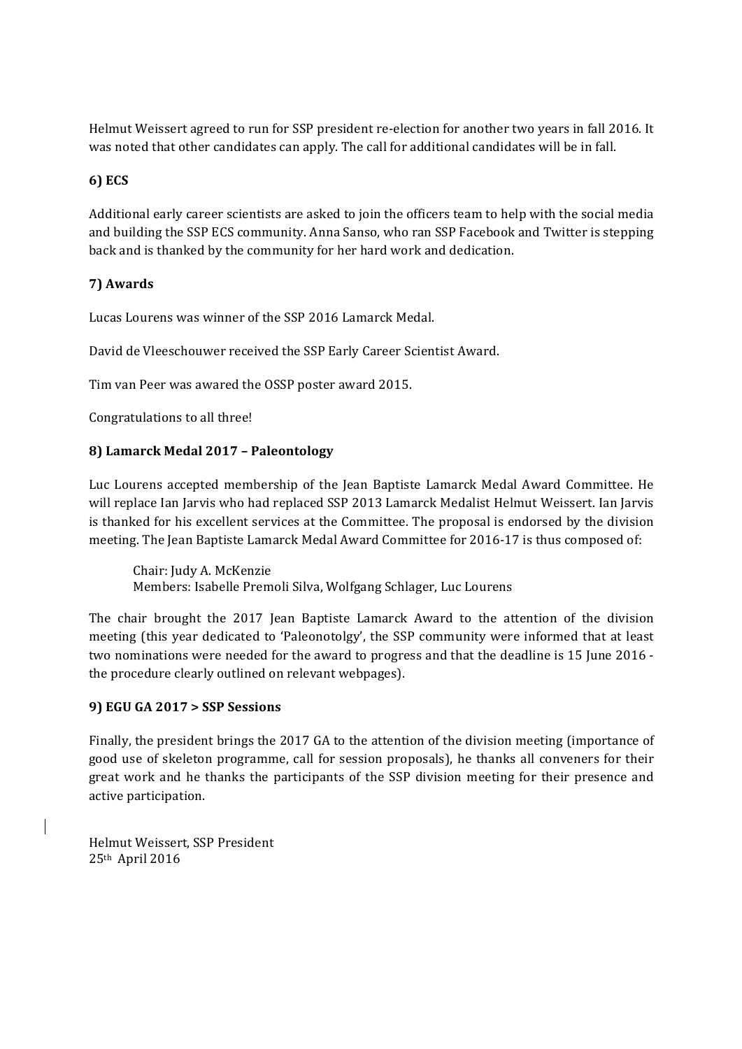Helmut Weissert agreed to run for SSP president re-election for another two years in fall 2016. It was noted that other candidates can apply. The call for additional candidates will be in fall.

### 6) ECS

Additional early career scientists are asked to join the officers team to help with the social media and building the SSP ECS community. Anna Sanso, who ran SSP Facebook and Twitter is stepping back and is thanked by the community for her hard work and dedication.

### 7) Awards

Lucas Lourens was winner of the SSP 2016 Lamarck Medal.

David de Vleeschouwer received the SSP Early Career Scientist Award.

Tim van Peer was awared the OSSP poster award 2015.

Congratulations to all three!

### 8) Lamarck Medal 2017 – Paleontology

Luc Lourens accepted membership of the Jean Baptiste Lamarck Medal Award Committee. He will replace Ian Jarvis who had replaced SSP 2013 Lamarck Medalist Helmut Weissert. Ian Jarvis is thanked for his excellent services at the Committee. The proposal is endorsed by the division meeting. The Jean Baptiste Lamarck Medal Award Committee for 2016-17 is thus composed of:

Chair: Judy A. McKenzie
Members: Isabelle Premoli Silva, Wolfgang Schlager, Luc Lourens

The chair brought the 2017 Jean Baptiste Lamarck Award to the attention of the division meeting (this year dedicated to 'Paleonotolgy', the SSP community were informed that at least two nominations were needed for the award to progress and that the deadline is 15 June 2016 - the procedure clearly outlined on relevant webpages).

### 9) EGU GA 2017 > SSP Sessions

Finally, the president brings the 2017 GA to the attention of the division meeting (importance of good use of skeleton programme, call for session proposals), he thanks all conveners for their great work and he thanks the participants of the SSP division meeting for their presence and active participation.

Helmut Weissert, SSP President
25th April 2016